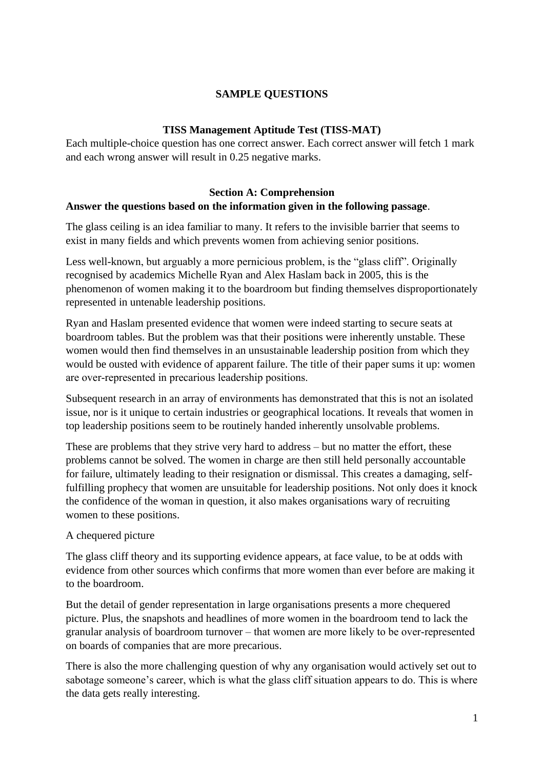# SAMPLE QUESTIONS

## TISS Management Aptitude Test (TISS-MAT)

Each multiple-choice question has one correct answer. Each correct answer will fetch 1 mark and each wrong answer will result in 0.25 negative marks.

## Section A: Comprehension

**Answer the questions based on the information given in the following passage**.

The glass ceiling is an idea familiar to many. It refers to the invisible barrier that seems to exist in many fields and which prevents women from achieving senior positions.

Less well-known, but arguably a more pernicious problem, is the "glass cliff". Originally recognised by academics Michelle Ryan and Alex Haslam back in 2005, this is the phenomenon of women making it to the boardroom but finding themselves disproportionately represented in untenable leadership positions.

Ryan and Haslam presented evidence that women were indeed starting to secure seats at boardroom tables. But the problem was that their positions were inherently unstable. These women would then find themselves in an unsustainable leadership position from which they would be ousted with evidence of apparent failure. The title of their paper sums it up: women are over-represented in precarious leadership positions.

Subsequent research in an array of environments has demonstrated that this is not an isolated issue, nor is it unique to certain industries or geographical locations. It reveals that women in top leadership positions seem to be routinely handed inherently unsolvable problems.

These are problems that they strive very hard to address – but no matter the effort, these problems cannot be solved. The women in charge are then still held personally accountable for failure, ultimately leading to their resignation or dismissal. This creates a damaging, self-fulfilling prophecy that women are unsuitable for leadership positions. Not only does it knock the confidence of the woman in question, it also makes organisations wary of recruiting women to these positions.

A chequered picture

The glass cliff theory and its supporting evidence appears, at face value, to be at odds with evidence from other sources which confirms that more women than ever before are making it to the boardroom.

But the detail of gender representation in large organisations presents a more chequered picture. Plus, the snapshots and headlines of more women in the boardroom tend to lack the granular analysis of boardroom turnover – that women are more likely to be over-represented on boards of companies that are more precarious.

There is also the more challenging question of why any organisation would actively set out to sabotage someone's career, which is what the glass cliff situation appears to do. This is where the data gets really interesting.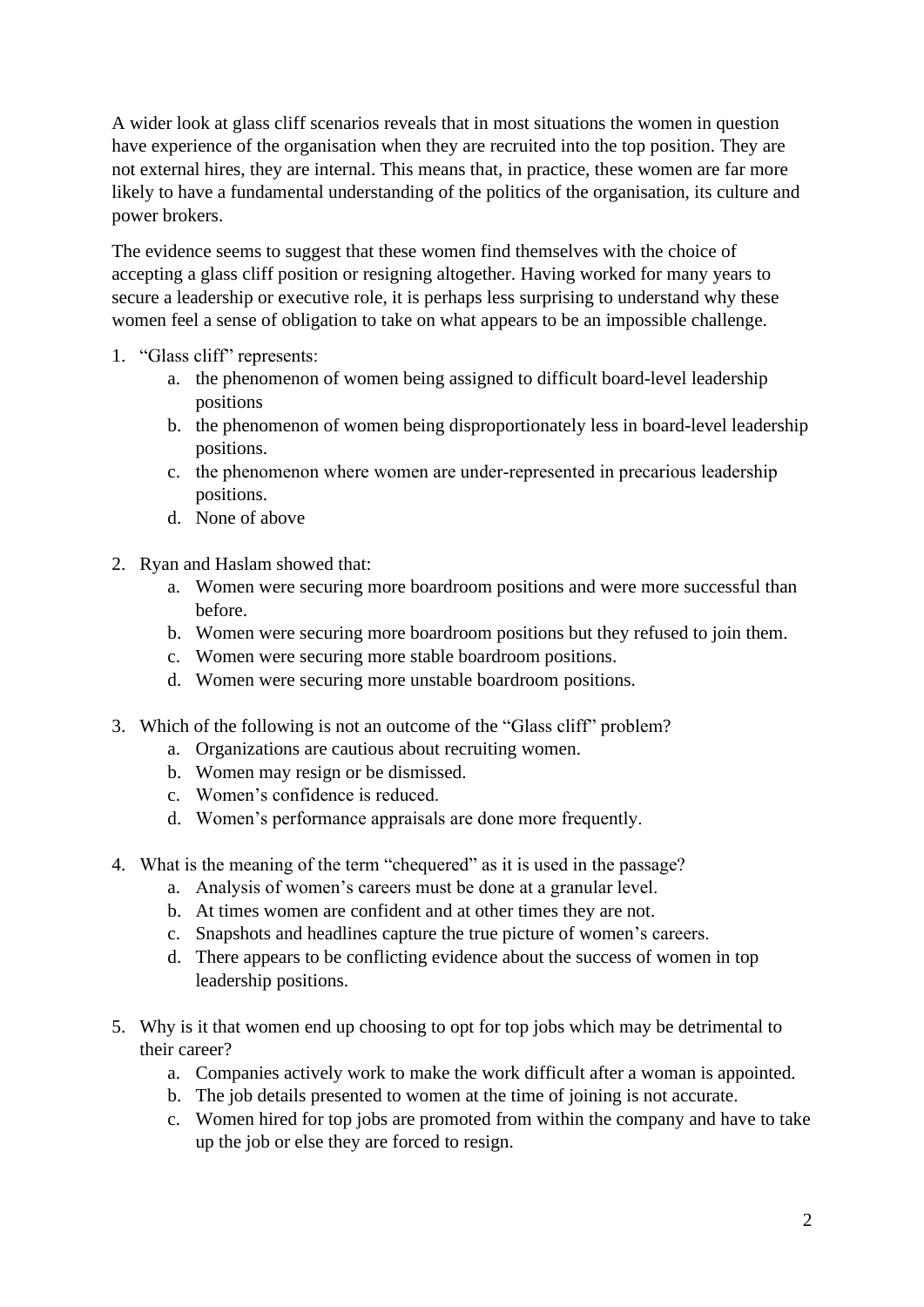A wider look at glass cliff scenarios reveals that in most situations the women in question have experience of the organisation when they are recruited into the top position. They are not external hires, they are internal. This means that, in practice, these women are far more likely to have a fundamental understanding of the politics of the organisation, its culture and power brokers.

The evidence seems to suggest that these women find themselves with the choice of accepting a glass cliff position or resigning altogether. Having worked for many years to secure a leadership or executive role, it is perhaps less surprising to understand why these women feel a sense of obligation to take on what appears to be an impossible challenge.

1. "Glass cliff" represents:
    a. the phenomenon of women being assigned to difficult board-level leadership positions
    b. the phenomenon of women being disproportionately less in board-level leadership positions.
    c. the phenomenon where women are under-represented in precarious leadership positions.
    d. None of above

2. Ryan and Haslam showed that:
    a. Women were securing more boardroom positions and were more successful than before.
    b. Women were securing more boardroom positions but they refused to join them.
    c. Women were securing more stable boardroom positions.
    d. Women were securing more unstable boardroom positions.

3. Which of the following is not an outcome of the "Glass cliff" problem?
    a. Organizations are cautious about recruiting women.
    b. Women may resign or be dismissed.
    c. Women's confidence is reduced.
    d. Women's performance appraisals are done more frequently.

4. What is the meaning of the term "chequered" as it is used in the passage?
    a. Analysis of women's careers must be done at a granular level.
    b. At times women are confident and at other times they are not.
    c. Snapshots and headlines capture the true picture of women's careers.
    d. There appears to be conflicting evidence about the success of women in top leadership positions.

5. Why is it that women end up choosing to opt for top jobs which may be detrimental to their career?
    a. Companies actively work to make the work difficult after a woman is appointed.
    b. The job details presented to women at the time of joining is not accurate.
    c. Women hired for top jobs are promoted from within the company and have to take up the job or else they are forced to resign.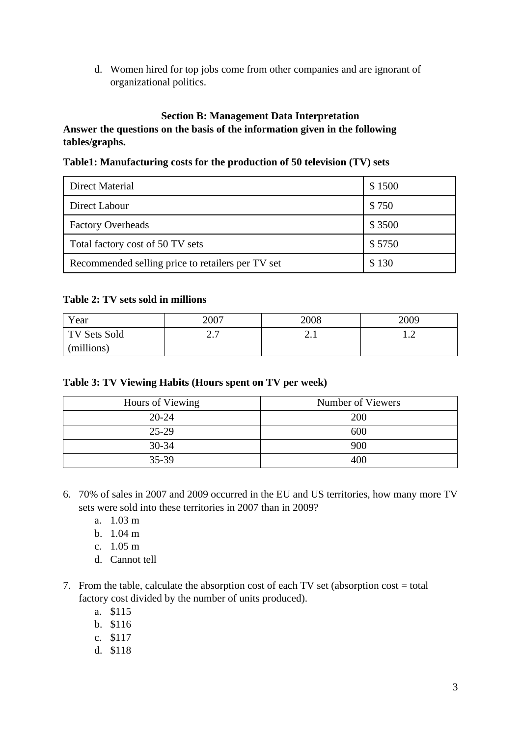d. Women hired for top jobs come from other companies and are ignorant of organizational politics.

## Section B: Management Data Interpretation

**Answer the questions on the basis of the information given in the following tables/graphs.**

**Table1: Manufacturing costs for the production of 50 television (TV) sets**

| | |
|---|---|
| Direct Material | $ 1500 |
| Direct Labour | $ 750 |
| Factory Overheads | $ 3500 |
| Total factory cost of 50 TV sets | $ 5750 |
| Recommended selling price to retailers per TV set | $ 130 |

**Table 2: TV sets sold in millions**

| Year | 2007 | 2008 | 2009 |
|---|---|---|---|
| TV Sets Sold (millions) | 2.7 | 2.1 | 1.2 |

**Table 3: TV Viewing Habits (Hours spent on TV per week)**

| Hours of Viewing | Number of Viewers |
|---|---|
| 20-24 | 200 |
| 25-29 | 600 |
| 30-34 | 900 |
| 35-39 | 400 |

6. 70% of sales in 2007 and 2009 occurred in the EU and US territories, how many more TV sets were sold into these territories in 2007 than in 2009?
   a. 1.03 m
   b. 1.04 m
   c. 1.05 m
   d. Cannot tell

7. From the table, calculate the absorption cost of each TV set (absorption cost = total factory cost divided by the number of units produced).
   a. $115
   b. $116
   c. $117
   d. $118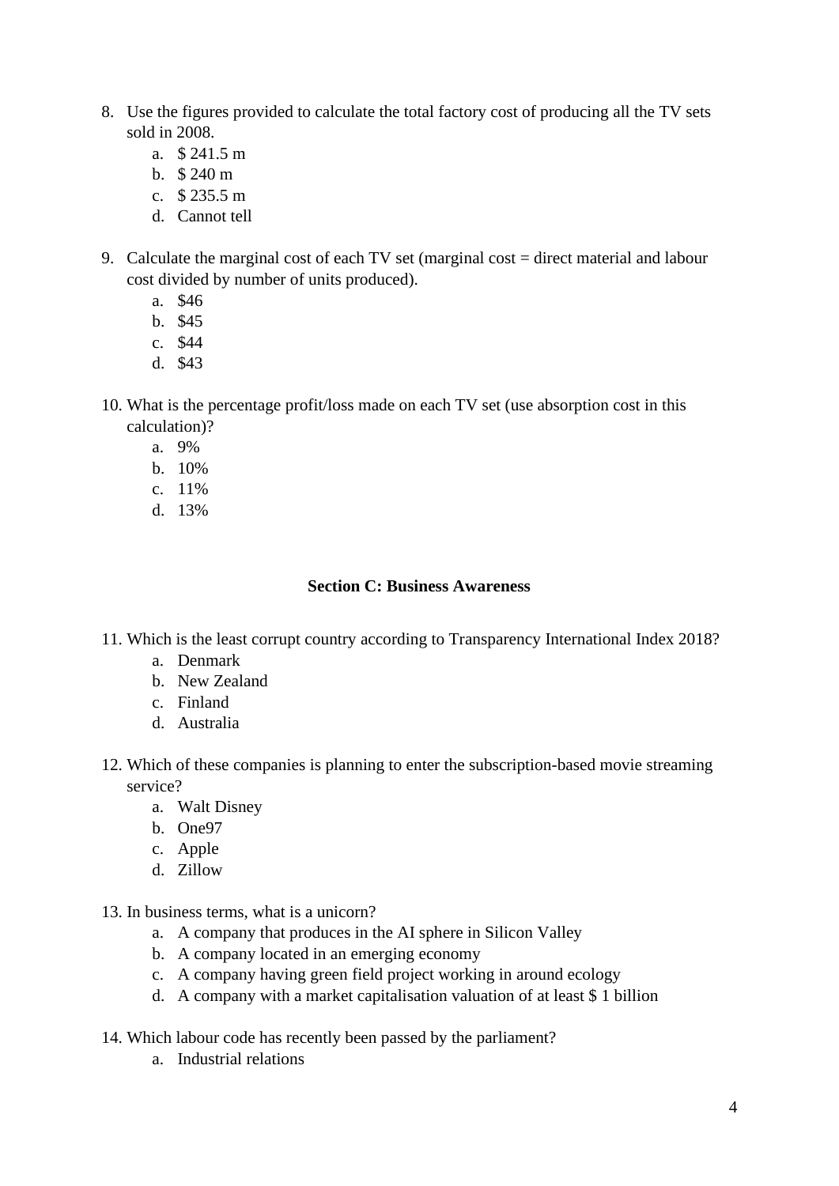8. Use the figures provided to calculate the total factory cost of producing all the TV sets sold in 2008.
    a. $ 241.5 m
    b. $ 240 m
    c. $ 235.5 m
    d. Cannot tell

9. Calculate the marginal cost of each TV set (marginal cost = direct material and labour cost divided by number of units produced).
    a. $46
    b. $45
    c. $44
    d. $43

10. What is the percentage profit/loss made on each TV set (use absorption cost in this calculation)?
    a. 9%
    b. 10%
    c. 11%
    d. 13%

## Section C: Business Awareness

11. Which is the least corrupt country according to Transparency International Index 2018?
    a. Denmark
    b. New Zealand
    c. Finland
    d. Australia

12. Which of these companies is planning to enter the subscription-based movie streaming service?
    a. Walt Disney
    b. One97
    c. Apple
    d. Zillow

13. In business terms, what is a unicorn?
    a. A company that produces in the AI sphere in Silicon Valley
    b. A company located in an emerging economy
    c. A company having green field project working in around ecology
    d. A company with a market capitalisation valuation of at least $ 1 billion

14. Which labour code has recently been passed by the parliament?
    a. Industrial relations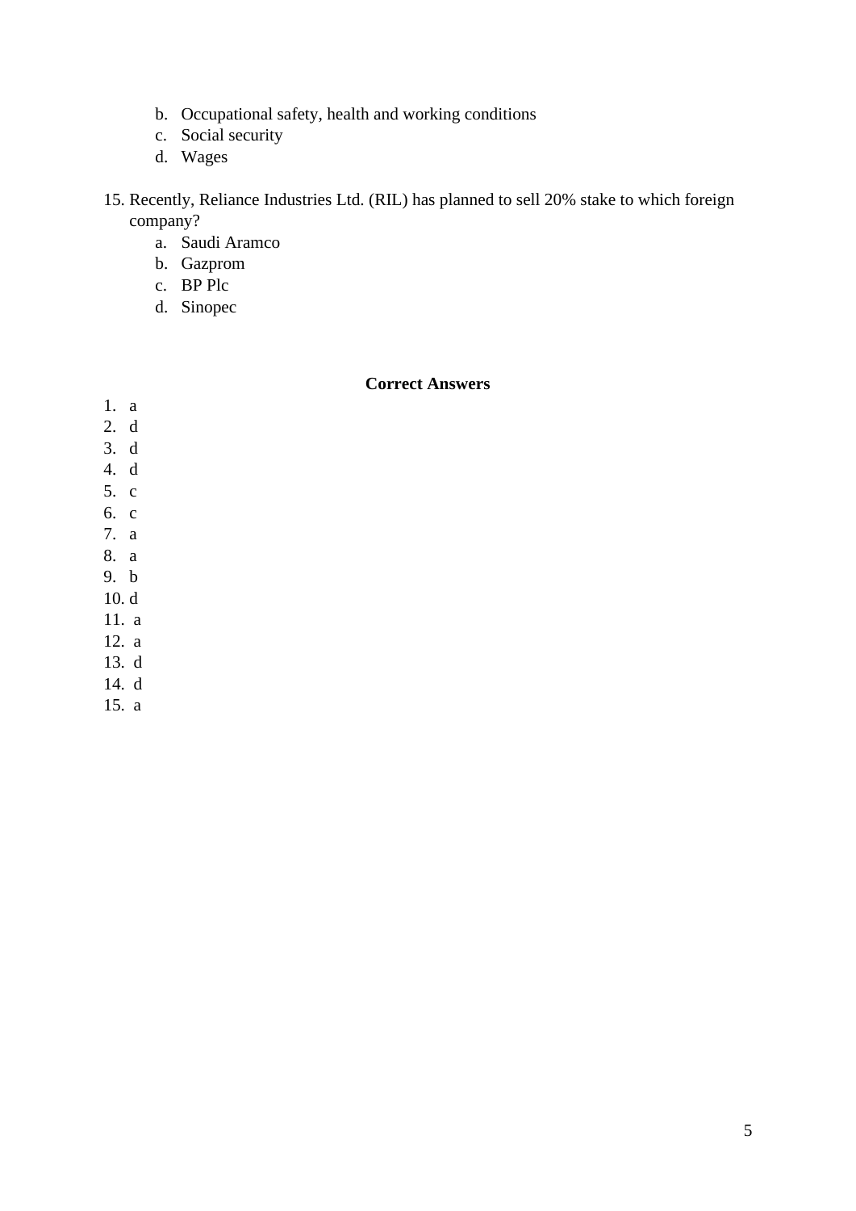b. Occupational safety, health and working conditions
   c. Social security
   d. Wages

15. Recently, Reliance Industries Ltd. (RIL) has planned to sell 20% stake to which foreign company?
   a. Saudi Aramco
   b. Gazprom
   c. BP Plc
   d. Sinopec

**Correct Answers**

1. a
2. d
3. d
4. d
5. c
6. c
7. a
8. a
9. b
10. d
11. a
12. a
13. d
14. d
15. a